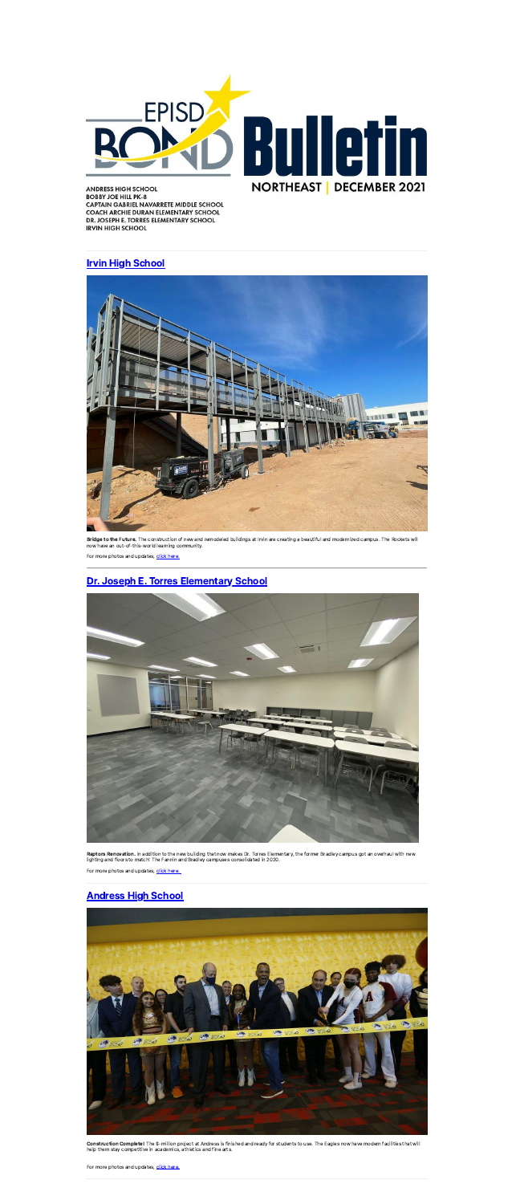EPISD BOND Bulletin

NORTHEAST | DECEMBER 2021

ANDRESS HIGH SCHOOL
BOBBY JOE HILL PK-8
CAPTAIN GABRIEL NAVARRETE MIDDLE SCHOOL
COACH ARCHIE DURAN ELEMENTARY SCHOOL
DR. JOSEPH E. TORRES ELEMENTARY SCHOOL
IRVIN HIGH SCHOOL

## Irvin High School

**Bridge to the Future.** The construction of new and remodeled buildings at Irvin are creating a beautiful and modernized campus. The Rockets will now have an out-of-this-world learning community.

For more photos and updates, click here.

## Dr. Joseph E. Torres Elementary School

**Raptors Renovation.** In addition to the new building that now makes Dr. Torres Elementary, the former Bradley campus got an overhaul with new lighting and floors to match! The Fannin and Bradley campuses consolidated in 2020.

For more photos and updates, click here.

## Andress High School

**Construction Complete!** The $-million project at Andress is finished and ready for students to use. The Eagles now have modern facilities that will help them stay competitive in academics, athletics and fine arts.

For more photos and updates, click here.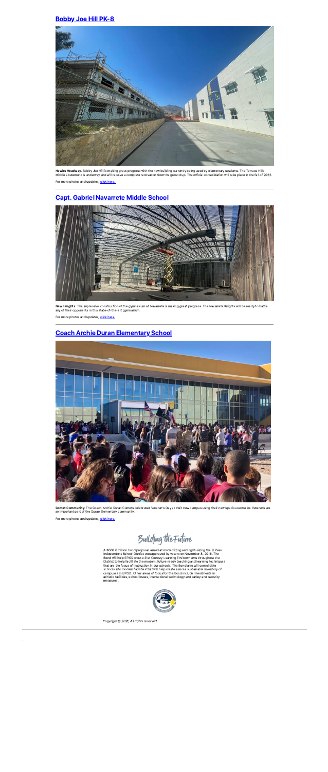## [Bobby Joe Hill PK-8]

**Hawks Headway.** Bobby Joe Hill is making great progress with the new building currently being used by elementary students. The Terrace Hills Middle abatement is underway and will receive a complete renovation from the ground up. The official consolidation will take place in the fall of 2022.

For more photos and updates, [click here.]

## [Capt. Gabriel Navarrete Middle School]

**New Heights.** The impressive construction of the gymnasium at Navarrete is making great progress. The Navarrete Knights will be ready to battle any of their opponents in this state-of-the-art gymnasium.

For more photos and updates, [click here.]

## [Coach Archie Duran Elementary School]

**Comet Community.** The Coach Archie Duran Comets celebrated Veteran's Day at their new campus using their new spacious exterior. Veterans are an important part of the Duran Elementary community.

For more photos and updates, [click here.]

Building the Future

A $668.8 million bond proposal aimed at modernizing and right-sizing the El Paso Independent School District was approved by voters on November 8, 2016. The Bond will help EPISD create 21st Century Learning Environments throughout the District to help facilitate the modern, future-ready teaching and learning techniques that are the focus of instruction in our schools. The Bond also will consolidate schools into modern facilities that will help create a more sustainable inventory of campuses in EPISD. Other areas of focus for the Bond include investments in athletic facilities, school buses, instructional technology and safety and security measures.

*Copyright © 2021, All rights reserved.*